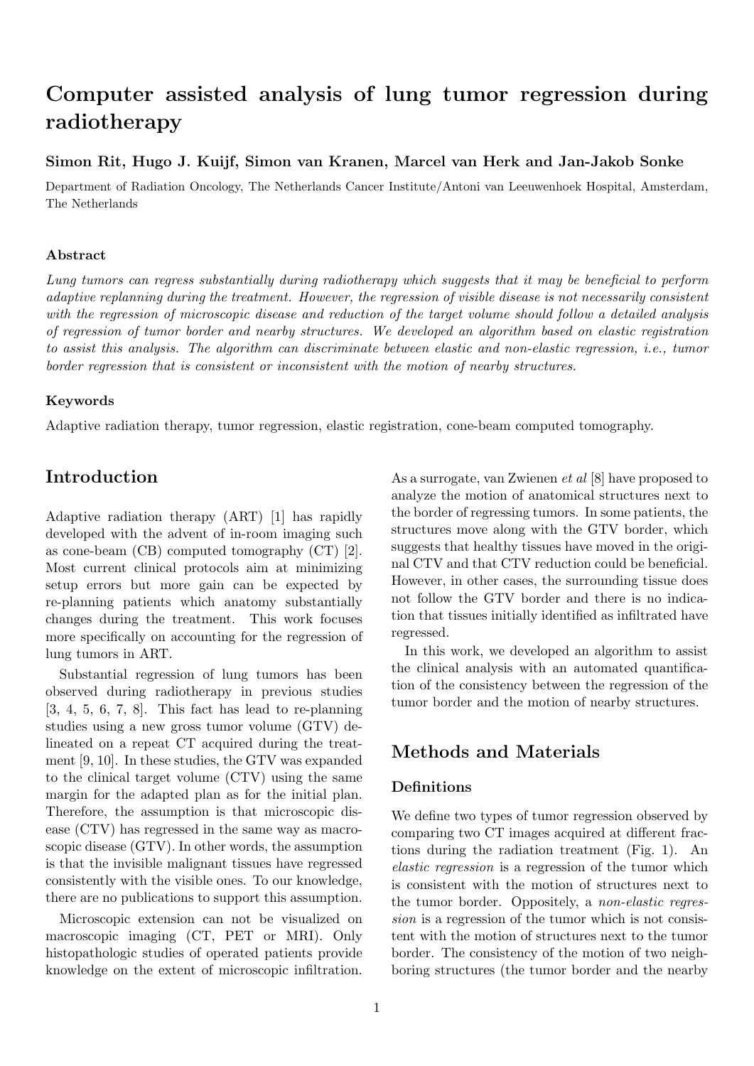# Computer assisted analysis of lung tumor regression during radiotherapy

**Simon Rit, Hugo J. Kuijf, Simon van Kranen, Marcel van Herk and Jan-Jakob Sonke**

Department of Radiation Oncology, The Netherlands Cancer Institute/Antoni van Leeuwenhoek Hospital, Amsterdam, The Netherlands

### Abstract

*Lung tumors can regress substantially during radiotherapy which suggests that it may be beneficial to perform adaptive replanning during the treatment. However, the regression of visible disease is not necessarily consistent with the regression of microscopic disease and reduction of the target volume should follow a detailed analysis of regression of tumor border and nearby structures. We developed an algorithm based on elastic registration to assist this analysis. The algorithm can discriminate between elastic and non-elastic regression, i.e., tumor border regression that is consistent or inconsistent with the motion of nearby structures.*

### Keywords

Adaptive radiation therapy, tumor regression, elastic registration, cone-beam computed tomography.

## Introduction

Adaptive radiation therapy (ART) [1] has rapidly developed with the advent of in-room imaging such as cone-beam (CB) computed tomography (CT) [2]. Most current clinical protocols aim at minimizing setup errors but more gain can be expected by re-planning patients which anatomy substantially changes during the treatment. This work focuses more specifically on accounting for the regression of lung tumors in ART.

Substantial regression of lung tumors has been observed during radiotherapy in previous studies [3, 4, 5, 6, 7, 8]. This fact has lead to re-planning studies using a new gross tumor volume (GTV) delineated on a repeat CT acquired during the treatment [9, 10]. In these studies, the GTV was expanded to the clinical target volume (CTV) using the same margin for the adapted plan as for the initial plan. Therefore, the assumption is that microscopic disease (CTV) has regressed in the same way as macroscopic disease (GTV). In other words, the assumption is that the invisible malignant tissues have regressed consistently with the visible ones. To our knowledge, there are no publications to support this assumption.

Microscopic extension can not be visualized on macroscopic imaging (CT, PET or MRI). Only histopathologic studies of operated patients provide knowledge on the extent of microscopic infiltration. As a surrogate, van Zwienen *et al* [8] have proposed to analyze the motion of anatomical structures next to the border of regressing tumors. In some patients, the structures move along with the GTV border, which suggests that healthy tissues have moved in the original CTV and that CTV reduction could be beneficial. However, in other cases, the surrounding tissue does not follow the GTV border and there is no indication that tissues initially identified as infiltrated have regressed.

In this work, we developed an algorithm to assist the clinical analysis with an automated quantification of the consistency between the regression of the tumor border and the motion of nearby structures.

## Methods and Materials

### Definitions

We define two types of tumor regression observed by comparing two CT images acquired at different fractions during the radiation treatment (Fig. 1). An *elastic regression* is a regression of the tumor which is consistent with the motion of structures next to the tumor border. Oppositely, a *non-elastic regression* is a regression of the tumor which is not consistent with the motion of structures next to the tumor border. The consistency of the motion of two neighboring structures (the tumor border and the nearby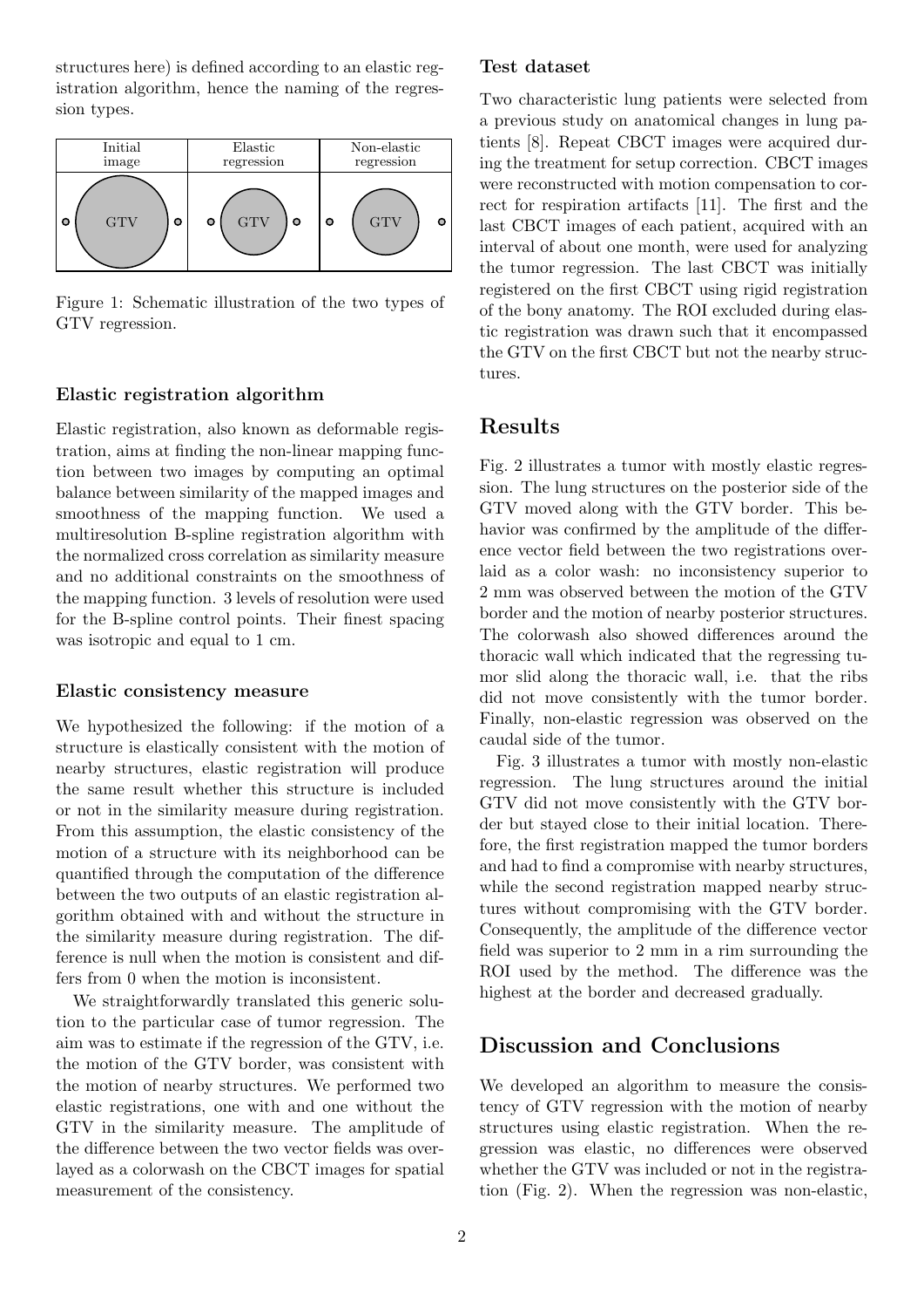structures here) is defined according to an elastic registration algorithm, hence the naming of the regression types.

| Initial image | Elastic regression | Non-elastic regression |
|---|---|---|
| GTV | GTV | GTV |

Figure 1: Schematic illustration of the two types of GTV regression.

### Elastic registration algorithm

Elastic registration, also known as deformable registration, aims at finding the non-linear mapping function between two images by computing an optimal balance between similarity of the mapped images and smoothness of the mapping function. We used a multiresolution B-spline registration algorithm with the normalized cross correlation as similarity measure and no additional constraints on the smoothness of the mapping function. 3 levels of resolution were used for the B-spline control points. Their finest spacing was isotropic and equal to 1 cm.

### Elastic consistency measure

We hypothesized the following: if the motion of a structure is elastically consistent with the motion of nearby structures, elastic registration will produce the same result whether this structure is included or not in the similarity measure during registration. From this assumption, the elastic consistency of the motion of a structure with its neighborhood can be quantified through the computation of the difference between the two outputs of an elastic registration algorithm obtained with and without the structure in the similarity measure during registration. The difference is null when the motion is consistent and differs from 0 when the motion is inconsistent.

We straightforwardly translated this generic solution to the particular case of tumor regression. The aim was to estimate if the regression of the GTV, i.e. the motion of the GTV border, was consistent with the motion of nearby structures. We performed two elastic registrations, one with and one without the GTV in the similarity measure. The amplitude of the difference between the two vector fields was overlayed as a colorwash on the CBCT images for spatial measurement of the consistency.

### Test dataset

Two characteristic lung patients were selected from a previous study on anatomical changes in lung patients [8]. Repeat CBCT images were acquired during the treatment for setup correction. CBCT images were reconstructed with motion compensation to correct for respiration artifacts [11]. The first and the last CBCT images of each patient, acquired with an interval of about one month, were used for analyzing the tumor regression. The last CBCT was initially registered on the first CBCT using rigid registration of the bony anatomy. The ROI excluded during elastic registration was drawn such that it encompassed the GTV on the first CBCT but not the nearby structures.

## Results

Fig. 2 illustrates a tumor with mostly elastic regression. The lung structures on the posterior side of the GTV moved along with the GTV border. This behavior was confirmed by the amplitude of the difference vector field between the two registrations overlaid as a color wash: no inconsistency superior to 2 mm was observed between the motion of the GTV border and the motion of nearby posterior structures. The colorwash also showed differences around the thoracic wall which indicated that the regressing tumor slid along the thoracic wall, i.e. that the ribs did not move consistently with the tumor border. Finally, non-elastic regression was observed on the caudal side of the tumor.

Fig. 3 illustrates a tumor with mostly non-elastic regression. The lung structures around the initial GTV did not move consistently with the GTV border but stayed close to their initial location. Therefore, the first registration mapped the tumor borders and had to find a compromise with nearby structures, while the second registration mapped nearby structures without compromising with the GTV border. Consequently, the amplitude of the difference vector field was superior to 2 mm in a rim surrounding the ROI used by the method. The difference was the highest at the border and decreased gradually.

## Discussion and Conclusions

We developed an algorithm to measure the consistency of GTV regression with the motion of nearby structures using elastic registration. When the regression was elastic, no differences were observed whether the GTV was included or not in the registration (Fig. 2). When the regression was non-elastic,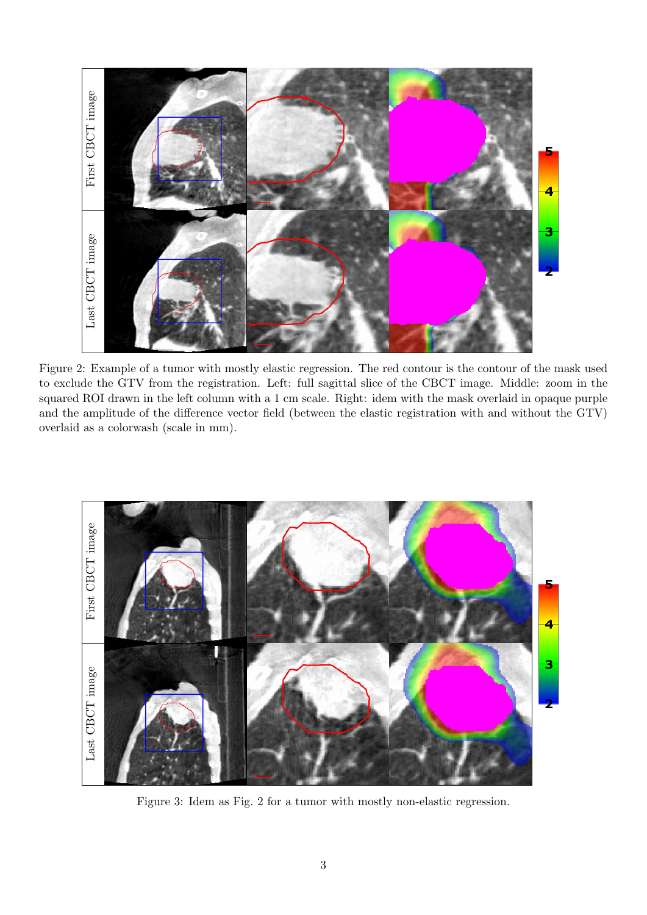Figure 2: Example of a tumor with mostly elastic regression. The red contour is the contour of the mask used to exclude the GTV from the registration. Left: full sagittal slice of the CBCT image. Middle: zoom in the squared ROI drawn in the left column with a 1 cm scale. Right: idem with the mask overlaid in opaque purple and the amplitude of the difference vector field (between the elastic registration with and without the GTV) overlaid as a colorwash (scale in mm).

Figure 3: Idem as Fig. 2 for a tumor with mostly non-elastic regression.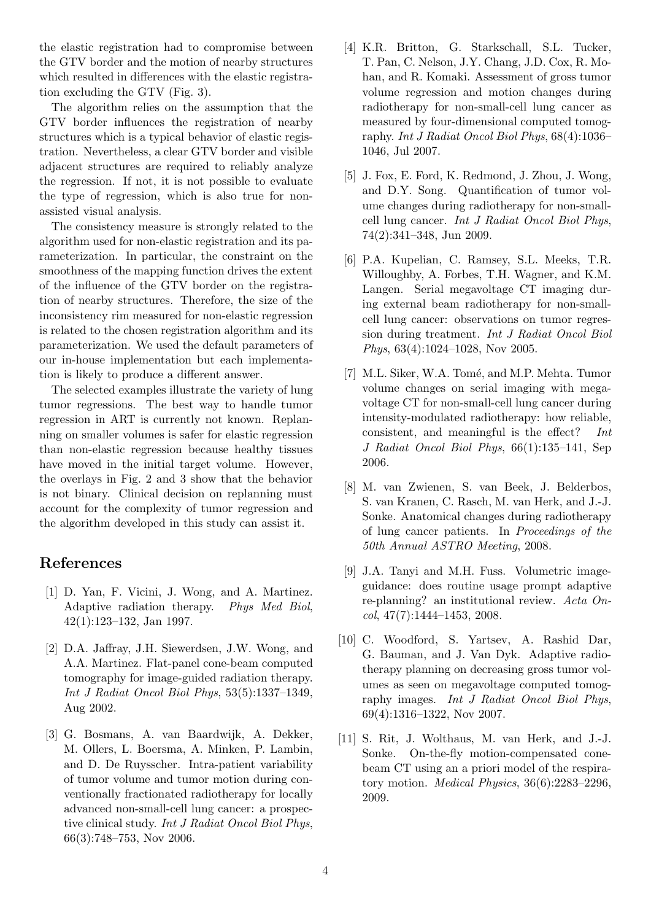the elastic registration had to compromise between the GTV border and the motion of nearby structures which resulted in differences with the elastic registration excluding the GTV (Fig. 3).

The algorithm relies on the assumption that the GTV border influences the registration of nearby structures which is a typical behavior of elastic registration. Nevertheless, a clear GTV border and visible adjacent structures are required to reliably analyze the regression. If not, it is not possible to evaluate the type of regression, which is also true for non-assisted visual analysis.

The consistency measure is strongly related to the algorithm used for non-elastic registration and its parameterization. In particular, the constraint on the smoothness of the mapping function drives the extent of the influence of the GTV border on the registration of nearby structures. Therefore, the size of the inconsistency rim measured for non-elastic regression is related to the chosen registration algorithm and its parameterization. We used the default parameters of our in-house implementation but each implementation is likely to produce a different answer.

The selected examples illustrate the variety of lung tumor regressions. The best way to handle tumor regression in ART is currently not known. Replanning on smaller volumes is safer for elastic regression than non-elastic regression because healthy tissues have moved in the initial target volume. However, the overlays in Fig. 2 and 3 show that the behavior is not binary. Clinical decision on replanning must account for the complexity of tumor regression and the algorithm developed in this study can assist it.

## References

[1] D. Yan, F. Vicini, J. Wong, and A. Martinez. Adaptive radiation therapy. *Phys Med Biol*, 42(1):123–132, Jan 1997.

[2] D.A. Jaffray, J.H. Siewerdsen, J.W. Wong, and A.A. Martinez. Flat-panel cone-beam computed tomography for image-guided radiation therapy. *Int J Radiat Oncol Biol Phys*, 53(5):1337–1349, Aug 2002.

[3] G. Bosmans, A. van Baardwijk, A. Dekker, M. Ollers, L. Boersma, A. Minken, P. Lambin, and D. De Ruysscher. Intra-patient variability of tumor volume and tumor motion during conventionally fractionated radiotherapy for locally advanced non-small-cell lung cancer: a prospective clinical study. *Int J Radiat Oncol Biol Phys*, 66(3):748–753, Nov 2006.

[4] K.R. Britton, G. Starkschall, S.L. Tucker, T. Pan, C. Nelson, J.Y. Chang, J.D. Cox, R. Mohan, and R. Komaki. Assessment of gross tumor volume regression and motion changes during radiotherapy for non-small-cell lung cancer as measured by four-dimensional computed tomography. *Int J Radiat Oncol Biol Phys*, 68(4):1036–1046, Jul 2007.

[5] J. Fox, E. Ford, K. Redmond, J. Zhou, J. Wong, and D.Y. Song. Quantification of tumor volume changes during radiotherapy for non-small-cell lung cancer. *Int J Radiat Oncol Biol Phys*, 74(2):341–348, Jun 2009.

[6] P.A. Kupelian, C. Ramsey, S.L. Meeks, T.R. Willoughby, A. Forbes, T.H. Wagner, and K.M. Langen. Serial megavoltage CT imaging during external beam radiotherapy for non-small-cell lung cancer: observations on tumor regression during treatment. *Int J Radiat Oncol Biol Phys*, 63(4):1024–1028, Nov 2005.

[7] M.L. Siker, W.A. Tomé, and M.P. Mehta. Tumor volume changes on serial imaging with megavoltage CT for non-small-cell lung cancer during intensity-modulated radiotherapy: how reliable, consistent, and meaningful is the effect? *Int J Radiat Oncol Biol Phys*, 66(1):135–141, Sep 2006.

[8] M. van Zwienen, S. van Beek, J. Belderbos, S. van Kranen, C. Rasch, M. van Herk, and J.-J. Sonke. Anatomical changes during radiotherapy of lung cancer patients. In *Proceedings of the 50th Annual ASTRO Meeting*, 2008.

[9] J.A. Tanyi and M.H. Fuss. Volumetric image-guidance: does routine usage prompt adaptive re-planning? an institutional review. *Acta Oncol*, 47(7):1444–1453, 2008.

[10] C. Woodford, S. Yartsev, A. Rashid Dar, G. Bauman, and J. Van Dyk. Adaptive radiotherapy planning on decreasing gross tumor volumes as seen on megavoltage computed tomography images. *Int J Radiat Oncol Biol Phys*, 69(4):1316–1322, Nov 2007.

[11] S. Rit, J. Wolthaus, M. van Herk, and J.-J. Sonke. On-the-fly motion-compensated cone-beam CT using an a priori model of the respiratory motion. *Medical Physics*, 36(6):2283–2296, 2009.